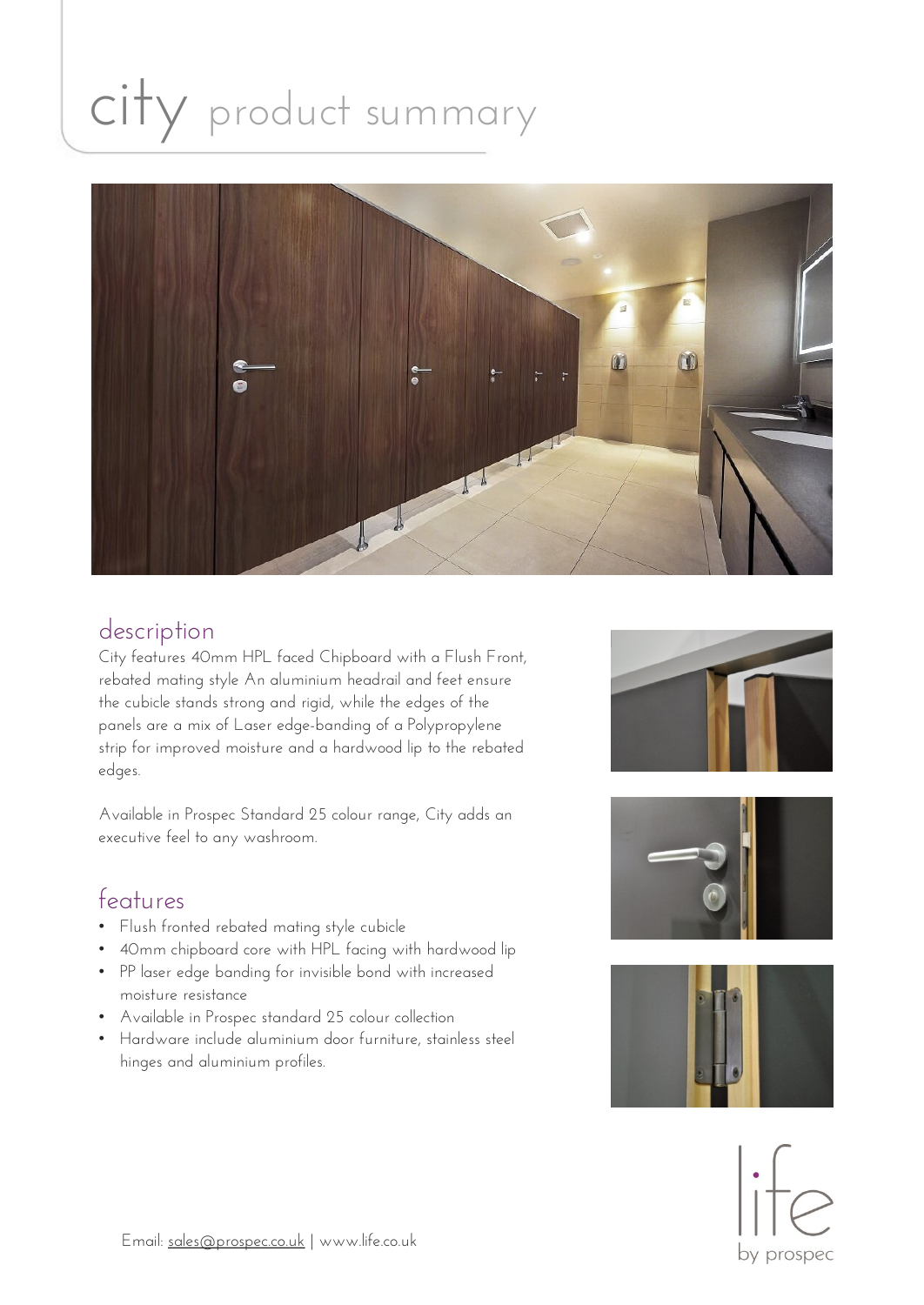# city product summary

## description

City features 40mm HPL faced Chipboard with a Flush Front, rebated mating style An aluminium headrail and feet ensure the cubicle stands strong and rigid, while the edges of the panels are a mix of Laser edge-banding of a Polypropylene strip for improved moisture and a hardwood lip to the rebated edges.

Available in Prospec Standard 25 colour range, City adds an executive feel to any washroom.

## features

- Flush fronted rebated mating style cubicle
- 40mm chipboard core with HPL facing with hardwood lip
- PP laser edge banding for invisible bond with increased moisture resistance
- Available in Prospec standard 25 colour collection
- Hardware include aluminium door furniture, stainless steel hinges and aluminium profiles.

Email: sales@prospec.co.uk | www.life.co.uk

life by prospec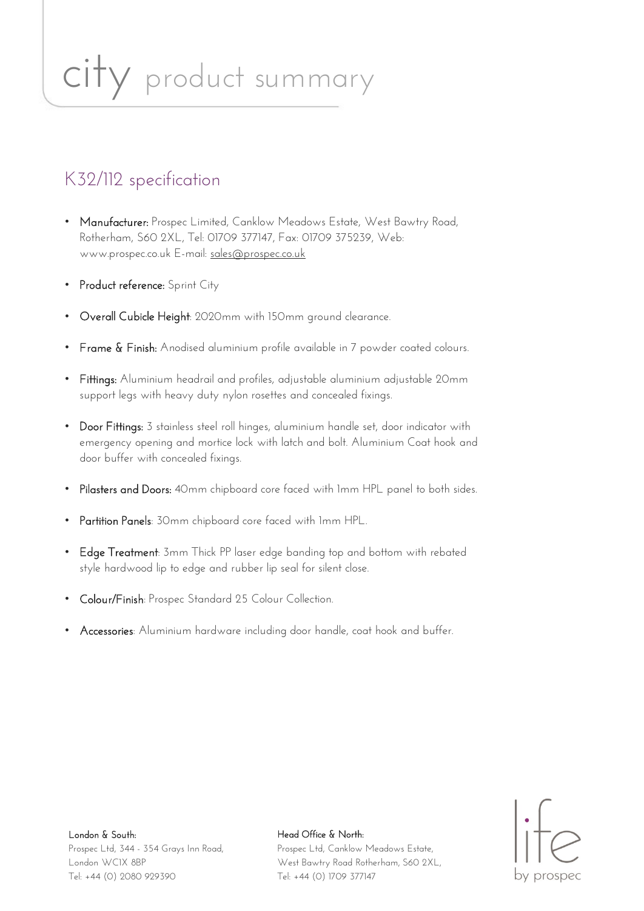# city product summary

## K32/112 specification

- **Manufacturer:** Prospec Limited, Canklow Meadows Estate, West Bawtry Road, Rotherham, S60 2XL, Tel: 01709 377147, Fax: 01709 375239, Web: www.prospec.co.uk E-mail: sales@prospec.co.uk
- **Product reference:** Sprint City
- **Overall Cubicle Height**: 2020mm with 150mm ground clearance.
- **Frame & Finish:** Anodised aluminium profile available in 7 powder coated colours.
- **Fittings:** Aluminium headrail and profiles, adjustable aluminium adjustable 20mm support legs with heavy duty nylon rosettes and concealed fixings.
- **Door Fittings:** 3 stainless steel roll hinges, aluminium handle set, door indicator with emergency opening and mortice lock with latch and bolt. Aluminium Coat hook and door buffer with concealed fixings.
- **Pilasters and Doors:** 40mm chipboard core faced with 1mm HPL panel to both sides.
- **Partition Panels**: 30mm chipboard core faced with 1mm HPL.
- **Edge Treatment**: 3mm Thick PP laser edge banding top and bottom with rebated style hardwood lip to edge and rubber lip seal for silent close.
- **Colour/Finish**: Prospec Standard 25 Colour Collection.
- **Accessories**: Aluminium hardware including door handle, coat hook and buffer.

**London & South:**
Prospec Ltd, 344 - 354 Grays Inn Road,
London WC1X 8BP
Tel: +44 (0) 2080 929390

**Head Office & North:**
Prospec Ltd, Canklow Meadows Estate,
West Bawtry Road Rotherham, S60 2XL,
Tel: +44 (0) 1709 377147

life by prospec